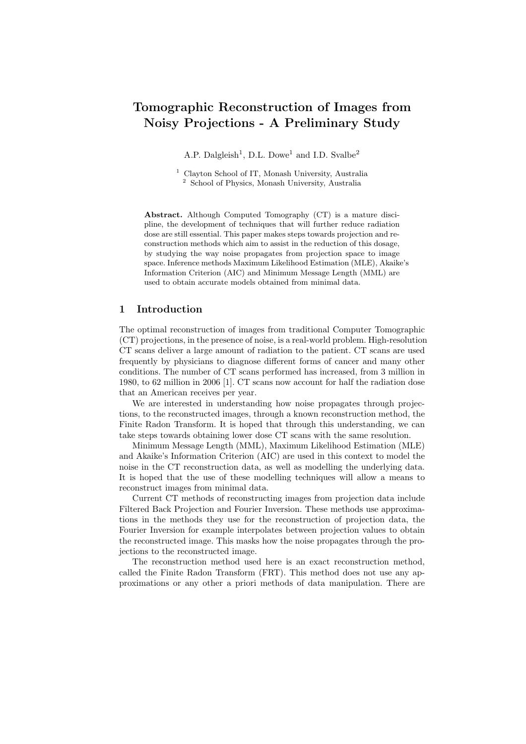# Tomographic Reconstruction of Images from Noisy Projections - A Preliminary Study

A.P. Dalgleish[1], D.L. Dowe[1] and I.D. Svalbe[2]

[1] Clayton School of IT, Monash University, Australia
[2] School of Physics, Monash University, Australia

**Abstract.** Although Computed Tomography (CT) is a mature discipline, the development of techniques that will further reduce radiation dose are still essential. This paper makes steps towards projection and reconstruction methods which aim to assist in the reduction of this dosage, by studying the way noise propagates from projection space to image space. Inference methods Maximum Likelihood Estimation (MLE), Akaike's Information Criterion (AIC) and Minimum Message Length (MML) are used to obtain accurate models obtained from minimal data.

## 1 Introduction

The optimal reconstruction of images from traditional Computer Tomographic (CT) projections, in the presence of noise, is a real-world problem. High-resolution CT scans deliver a large amount of radiation to the patient. CT scans are used frequently by physicians to diagnose different forms of cancer and many other conditions. The number of CT scans performed has increased, from 3 million in 1980, to 62 million in 2006 [1]. CT scans now account for half the radiation dose that an American receives per year.

We are interested in understanding how noise propagates through projections, to the reconstructed images, through a known reconstruction method, the Finite Radon Transform. It is hoped that through this understanding, we can take steps towards obtaining lower dose CT scans with the same resolution.

Minimum Message Length (MML), Maximum Likelihood Estimation (MLE) and Akaike's Information Criterion (AIC) are used in this context to model the noise in the CT reconstruction data, as well as modelling the underlying data. It is hoped that the use of these modelling techniques will allow a means to reconstruct images from minimal data.

Current CT methods of reconstructing images from projection data include Filtered Back Projection and Fourier Inversion. These methods use approximations in the methods they use for the reconstruction of projection data, the Fourier Inversion for example interpolates between projection values to obtain the reconstructed image. This masks how the noise propagates through the projections to the reconstructed image.

The reconstruction method used here is an exact reconstruction method, called the Finite Radon Transform (FRT). This method does not use any approximations or any other a priori methods of data manipulation. There are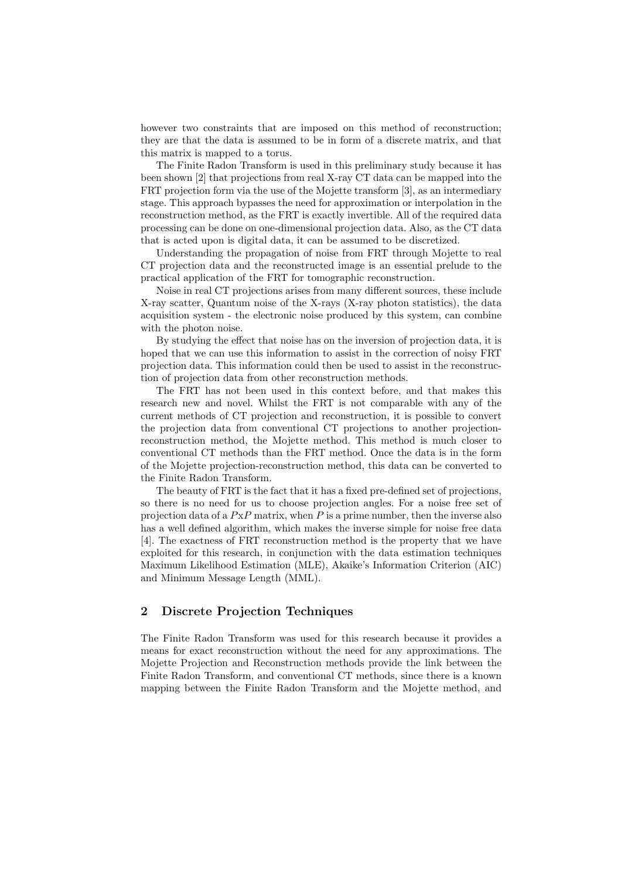however two constraints that are imposed on this method of reconstruction; they are that the data is assumed to be in form of a discrete matrix, and that this matrix is mapped to a torus.

The Finite Radon Transform is used in this preliminary study because it has been shown [2] that projections from real X-ray CT data can be mapped into the FRT projection form via the use of the Mojette transform [3], as an intermediary stage. This approach bypasses the need for approximation or interpolation in the reconstruction method, as the FRT is exactly invertible. All of the required data processing can be done on one-dimensional projection data. Also, as the CT data that is acted upon is digital data, it can be assumed to be discretized.

Understanding the propagation of noise from FRT through Mojette to real CT projection data and the reconstructed image is an essential prelude to the practical application of the FRT for tomographic reconstruction.

Noise in real CT projections arises from many different sources, these include X-ray scatter, Quantum noise of the X-rays (X-ray photon statistics), the data acquisition system - the electronic noise produced by this system, can combine with the photon noise.

By studying the effect that noise has on the inversion of projection data, it is hoped that we can use this information to assist in the correction of noisy FRT projection data. This information could then be used to assist in the reconstruction of projection data from other reconstruction methods.

The FRT has not been used in this context before, and that makes this research new and novel. Whilst the FRT is not comparable with any of the current methods of CT projection and reconstruction, it is possible to convert the projection data from conventional CT projections to another projection-reconstruction method, the Mojette method. This method is much closer to conventional CT methods than the FRT method. Once the data is in the form of the Mojette projection-reconstruction method, this data can be converted to the Finite Radon Transform.

The beauty of FRT is the fact that it has a fixed pre-defined set of projections, so there is no need for us to choose projection angles. For a noise free set of projection data of a $P$x$P$ matrix, when $P$ is a prime number, then the inverse also has a well defined algorithm, which makes the inverse simple for noise free data [4]. The exactness of FRT reconstruction method is the property that we have exploited for this research, in conjunction with the data estimation techniques Maximum Likelihood Estimation (MLE), Akaike's Information Criterion (AIC) and Minimum Message Length (MML).

## 2 Discrete Projection Techniques

The Finite Radon Transform was used for this research because it provides a means for exact reconstruction without the need for any approximations. The Mojette Projection and Reconstruction methods provide the link between the Finite Radon Transform, and conventional CT methods, since there is a known mapping between the Finite Radon Transform and the Mojette method, and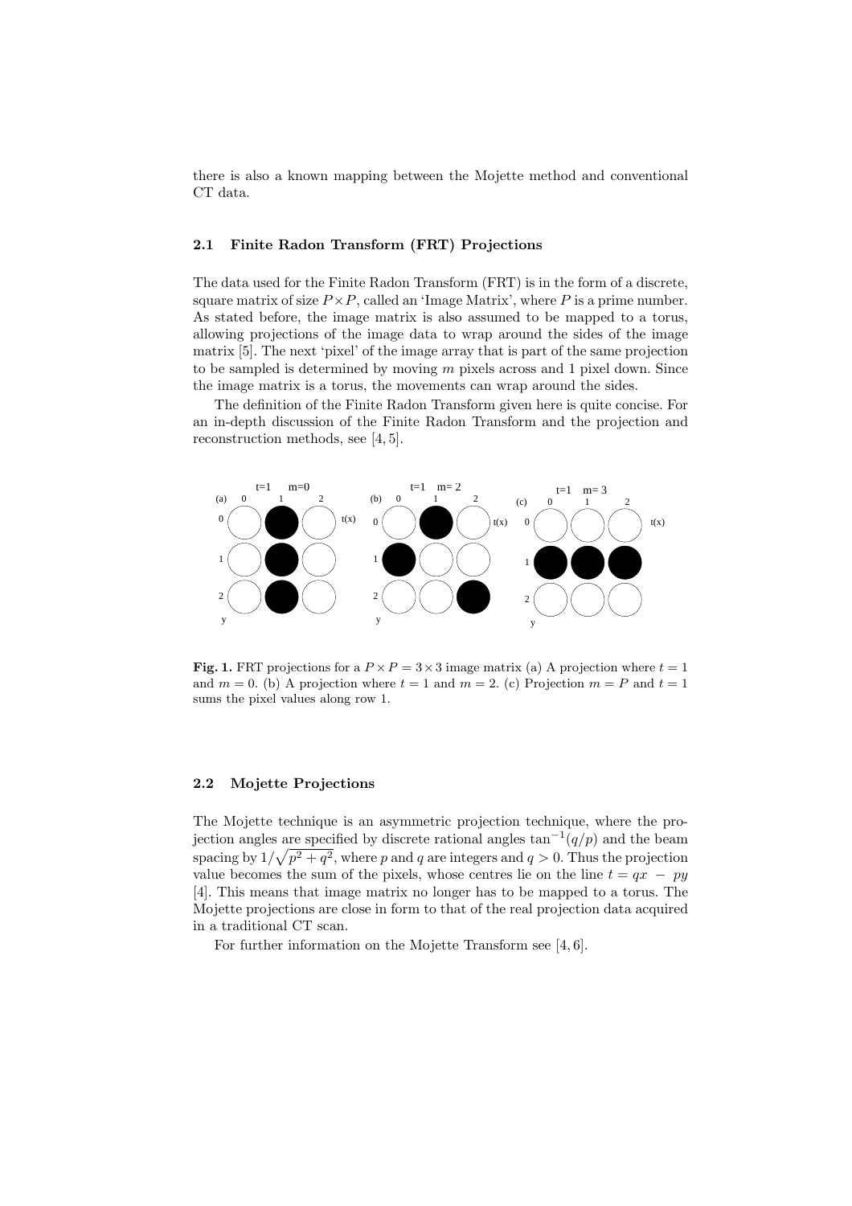there is also a known mapping between the Mojette method and conventional CT data.

### 2.1 Finite Radon Transform (FRT) Projections

The data used for the Finite Radon Transform (FRT) is in the form of a discrete, square matrix of size $P \times P$, called an 'Image Matrix', where $P$ is a prime number. As stated before, the image matrix is also assumed to be mapped to a torus, allowing projections of the image data to wrap around the sides of the image matrix [5]. The next 'pixel' of the image array that is part of the same projection to be sampled is determined by moving $m$ pixels across and 1 pixel down. Since the image matrix is a torus, the movements can wrap around the sides.

The definition of the Finite Radon Transform given here is quite concise. For an in-depth discussion of the Finite Radon Transform and the projection and reconstruction methods, see [4, 5].

**Fig. 1.** FRT projections for a $P \times P = 3 \times 3$ image matrix (a) A projection where $t = 1$ and $m = 0$. (b) A projection where $t = 1$ and $m = 2$. (c) Projection $m = P$ and $t = 1$ sums the pixel values along row 1.

### 2.2 Mojette Projections

The Mojette technique is an asymmetric projection technique, where the projection angles are specified by discrete rational angles $\tan^{-1}(q/p)$ and the beam spacing by $1/\sqrt{p^2 + q^2}$, where $p$ and $q$ are integers and $q > 0$. Thus the projection value becomes the sum of the pixels, whose centres lie on the line $t = qx - py$ [4]. This means that image matrix no longer has to be mapped to a torus. The Mojette projections are close in form to that of the real projection data acquired in a traditional CT scan.

For further information on the Mojette Transform see [4, 6].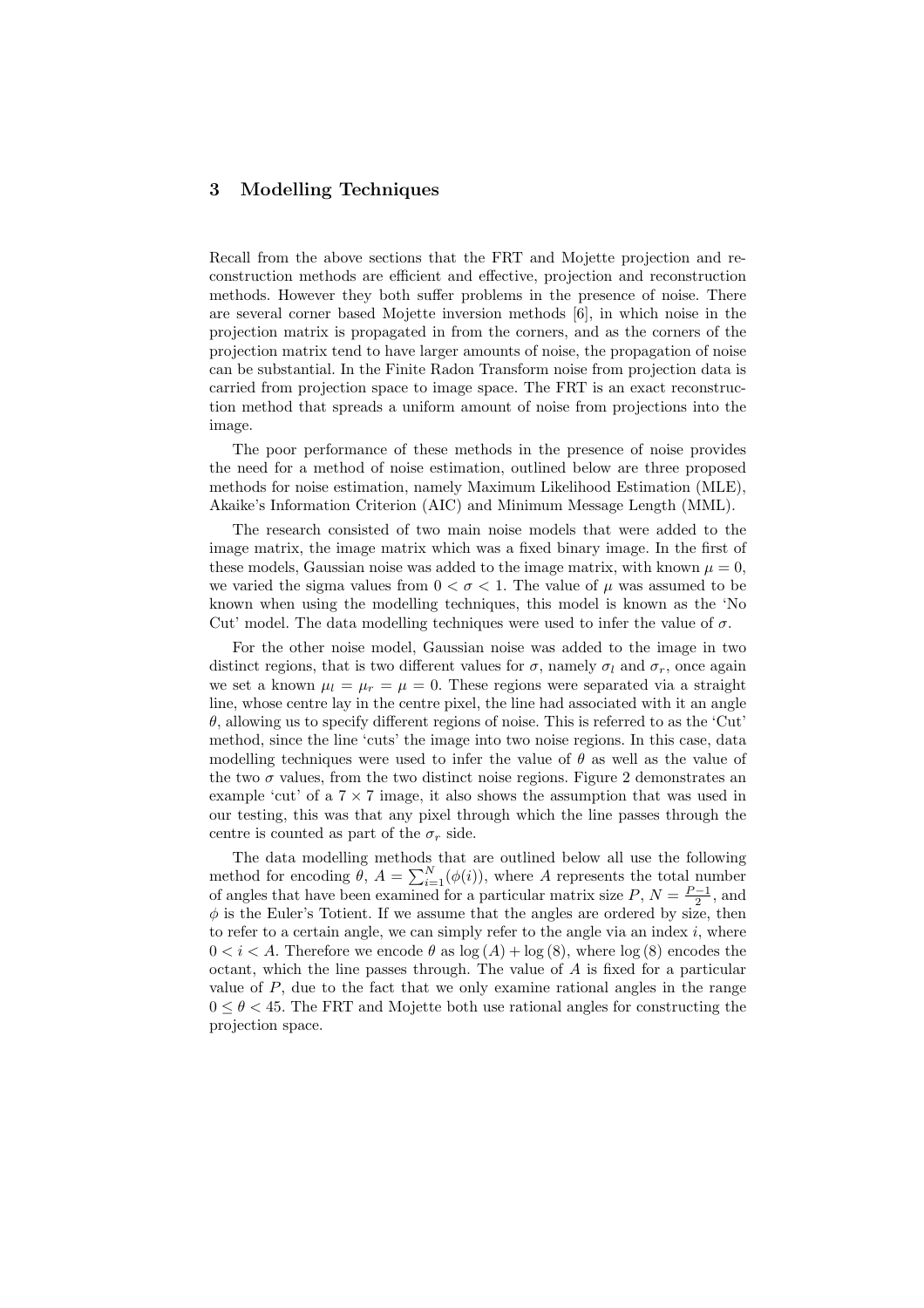## 3 Modelling Techniques

Recall from the above sections that the FRT and Mojette projection and reconstruction methods are efficient and effective, projection and reconstruction methods. However they both suffer problems in the presence of noise. There are several corner based Mojette inversion methods [6], in which noise in the projection matrix is propagated in from the corners, and as the corners of the projection matrix tend to have larger amounts of noise, the propagation of noise can be substantial. In the Finite Radon Transform noise from projection data is carried from projection space to image space. The FRT is an exact reconstruction method that spreads a uniform amount of noise from projections into the image.

The poor performance of these methods in the presence of noise provides the need for a method of noise estimation, outlined below are three proposed methods for noise estimation, namely Maximum Likelihood Estimation (MLE), Akaike's Information Criterion (AIC) and Minimum Message Length (MML).

The research consisted of two main noise models that were added to the image matrix, the image matrix which was a fixed binary image. In the first of these models, Gaussian noise was added to the image matrix, with known $\mu = 0$, we varied the sigma values from $0 < \sigma < 1$. The value of $\mu$ was assumed to be known when using the modelling techniques, this model is known as the 'No Cut' model. The data modelling techniques were used to infer the value of $\sigma$.

For the other noise model, Gaussian noise was added to the image in two distinct regions, that is two different values for $\sigma$, namely $\sigma_l$ and $\sigma_r$, once again we set a known $\mu_l = \mu_r = \mu = 0$. These regions were separated via a straight line, whose centre lay in the centre pixel, the line had associated with it an angle $\theta$, allowing us to specify different regions of noise. This is referred to as the 'Cut' method, since the line 'cuts' the image into two noise regions. In this case, data modelling techniques were used to infer the value of $\theta$ as well as the value of the two $\sigma$ values, from the two distinct noise regions. Figure 2 demonstrates an example 'cut' of a $7 \times 7$ image, it also shows the assumption that was used in our testing, this was that any pixel through which the line passes through the centre is counted as part of the $\sigma_r$ side.

The data modelling methods that are outlined below all use the following method for encoding $\theta$, $A = \sum_{i=1}^{N}(\phi(i))$, where $A$ represents the total number of angles that have been examined for a particular matrix size $P$, $N = \frac{P-1}{2}$, and $\phi$ is the Euler's Totient. If we assume that the angles are ordered by size, then to refer to a certain angle, we can simply refer to the angle via an index $i$, where $0 < i < A$. Therefore we encode $\theta$ as $\log(A) + \log(8)$, where $\log(8)$ encodes the octant, which the line passes through. The value of $A$ is fixed for a particular value of $P$, due to the fact that we only examine rational angles in the range $0 \leq \theta < 45$. The FRT and Mojette both use rational angles for constructing the projection space.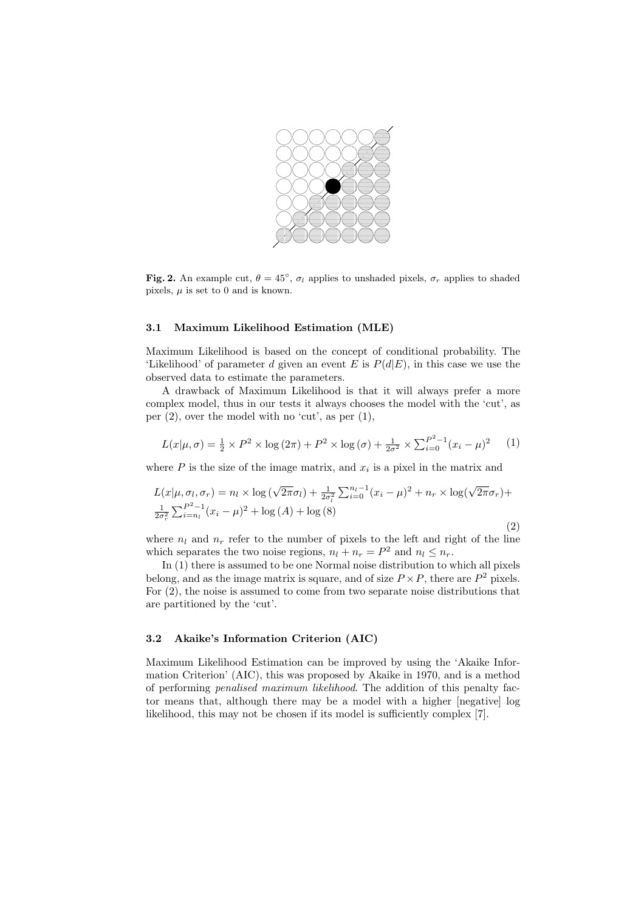**Fig. 2.** An example cut, $\theta = 45^\circ$, $\sigma_l$ applies to unshaded pixels, $\sigma_r$ applies to shaded pixels, $\mu$ is set to 0 and is known.

### 3.1 Maximum Likelihood Estimation (MLE)

Maximum Likelihood is based on the concept of conditional probability. The 'Likelihood' of parameter $d$ given an event $E$ is $P(d|E)$, in this case we use the observed data to estimate the parameters.

A drawback of Maximum Likelihood is that it will always prefer a more complex model, thus in our tests it always chooses the model with the 'cut', as per (2), over the model with no 'cut', as per (1),

$$L(x|\mu, \sigma) = \frac{1}{2} \times P^2 \times \log(2\pi) + P^2 \times \log(\sigma) + \frac{1}{2\sigma^2} \times \sum_{i=0}^{P^2-1} (x_i - \mu)^2 \quad (1)$$

where $P$ is the size of the image matrix, and $x_i$ is a pixel in the matrix and

$$L(x|\mu, \sigma_l, \sigma_r) = n_l \times \log(\sqrt{2\pi}\sigma_l) + \frac{1}{2\sigma_l^2} \sum_{i=0}^{n_l-1} (x_i - \mu)^2 + n_r \times \log(\sqrt{2\pi}\sigma_r) + \frac{1}{2\sigma_r^2} \sum_{i=n_l}^{P^2-1} (x_i - \mu)^2 + \log(A) + \log(8) \quad (2)$$

where $n_l$ and $n_r$ refer to the number of pixels to the left and right of the line which separates the two noise regions, $n_l + n_r = P^2$ and $n_l \leq n_r$.

In (1) there is assumed to be one Normal noise distribution to which all pixels belong, and as the image matrix is square, and of size $P \times P$, there are $P^2$ pixels. For (2), the noise is assumed to come from two separate noise distributions that are partitioned by the 'cut'.

### 3.2 Akaike's Information Criterion (AIC)

Maximum Likelihood Estimation can be improved by using the 'Akaike Information Criterion' (AIC), this was proposed by Akaike in 1970, and is a method of performing *penalised maximum likelihood*. The addition of this penalty factor means that, although there may be a model with a higher [negative] log likelihood, this may not be chosen if its model is sufficiently complex [7].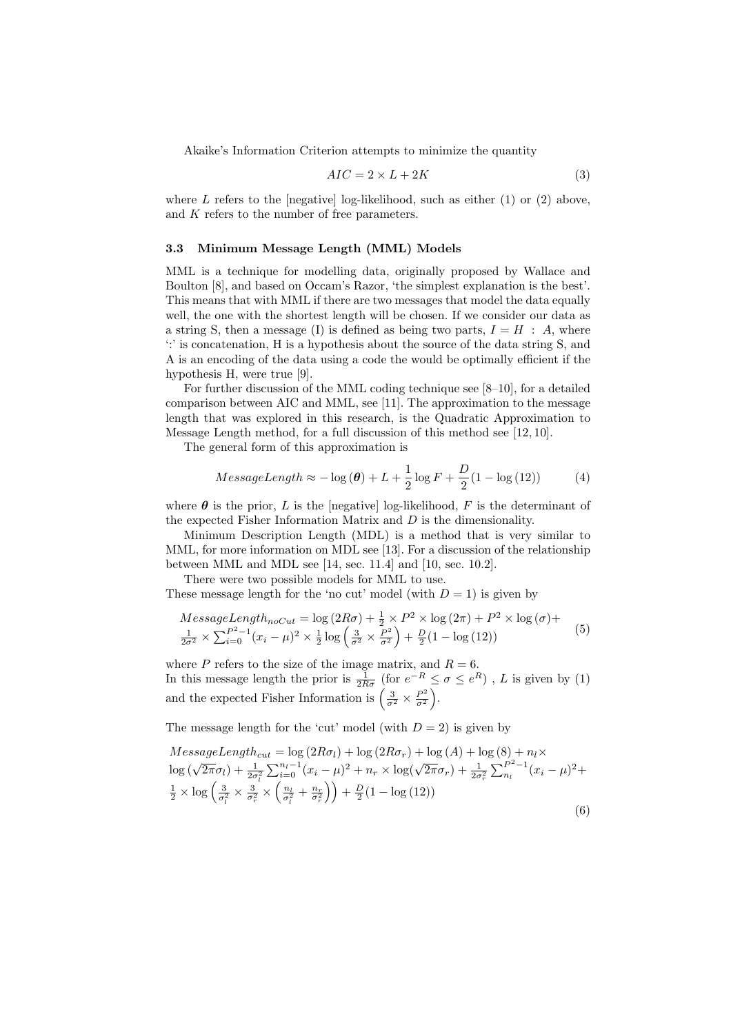Akaike's Information Criterion attempts to minimize the quantity

$$AIC = 2 \times L + 2K \tag{3}$$

where $L$ refers to the [negative] log-likelihood, such as either (1) or (2) above, and $K$ refers to the number of free parameters.

### 3.3 Minimum Message Length (MML) Models

MML is a technique for modelling data, originally proposed by Wallace and Boulton [8], and based on Occam's Razor, 'the simplest explanation is the best'. This means that with MML if there are two messages that model the data equally well, the one with the shortest length will be chosen. If we consider our data as a string S, then a message (I) is defined as being two parts, $I = H : A$, where ':' is concatenation, H is a hypothesis about the source of the data string S, and A is an encoding of the data using a code the would be optimally efficient if the hypothesis H, were true [9].

For further discussion of the MML coding technique see [8–10], for a detailed comparison between AIC and MML, see [11]. The approximation to the message length that was explored in this research, is the Quadratic Approximation to Message Length method, for a full discussion of this method see [12, 10].

The general form of this approximation is

$$MessageLength \approx -\log(\boldsymbol{\theta}) + L + \frac{1}{2}\log F + \frac{D}{2}(1 - \log(12)) \tag{4}$$

where $\boldsymbol{\theta}$ is the prior, $L$ is the [negative] log-likelihood, $F$ is the determinant of the expected Fisher Information Matrix and $D$ is the dimensionality.

Minimum Description Length (MDL) is a method that is very similar to MML, for more information on MDL see [13]. For a discussion of the relationship between MML and MDL see [14, sec. 11.4] and [10, sec. 10.2].

There were two possible models for MML to use.
These message length for the 'no cut' model (with $D = 1$) is given by

$$\begin{aligned} MessageLength_{noCut} &= \log(2R\sigma) + \tfrac{1}{2} \times P^2 \times \log(2\pi) + P^2 \times \log(\sigma) + \\ &\tfrac{1}{2\sigma^2} \times \textstyle\sum_{i=0}^{P^2-1}(x_i - \mu)^2 \times \tfrac{1}{2}\log\left(\tfrac{3}{\sigma^2} \times \tfrac{P^2}{\sigma^2}\right) + \tfrac{D}{2}(1 - \log(12)) \end{aligned} \tag{5}$$

where $P$ refers to the size of the image matrix, and $R = 6$.
In this message length the prior is $\frac{1}{2R\sigma}$ (for $e^{-R} \leq \sigma \leq e^{R}$) , $L$ is given by (1) and the expected Fisher Information is $\left(\frac{3}{\sigma^2} \times \frac{P^2}{\sigma^2}\right)$.

The message length for the 'cut' model (with $D = 2$) is given by

$$\begin{aligned} MessageLength_{cut} &= \log(2R\sigma_l) + \log(2R\sigma_r) + \log(A) + \log(8) + n_l \times \\ &\log(\sqrt{2\pi}\sigma_l) + \tfrac{1}{2\sigma_l^2}\textstyle\sum_{i=0}^{n_l-1}(x_i - \mu)^2 + n_r \times \log(\sqrt{2\pi}\sigma_r) + \tfrac{1}{2\sigma_r^2}\textstyle\sum_{n_l}^{P^2-1}(x_i - \mu)^2 + \\ &\tfrac{1}{2} \times \log\left(\tfrac{3}{\sigma_l^2} \times \tfrac{3}{\sigma_r^2} \times \left(\tfrac{n_l}{\sigma_l^2} + \tfrac{n_r}{\sigma_r^2}\right)\right) + \tfrac{D}{2}(1 - \log(12)) \end{aligned} \tag{6}$$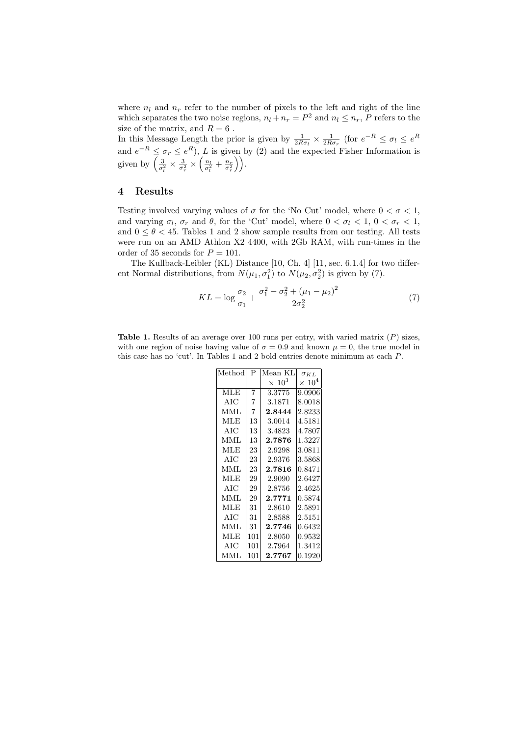where $n_l$ and $n_r$ refer to the number of pixels to the left and right of the line which separates the two noise regions, $n_l + n_r = P^2$ and $n_l \leq n_r$, $P$ refers to the size of the matrix, and $R = 6$ .
In this Message Length the prior is given by $\frac{1}{2R\sigma_l} \times \frac{1}{2R\sigma_r}$ (for $e^{-R} \leq \sigma_l \leq e^R$ and $e^{-R} \leq \sigma_r \leq e^R$), $L$ is given by (2) and the expected Fisher Information is given by $\left(\frac{3}{\sigma_l^2} \times \frac{3}{\sigma_r^2} \times \left(\frac{n_l}{\sigma_l^2} + \frac{n_r}{\sigma_r^2}\right)\right)$.

## 4 Results

Testing involved varying values of $\sigma$ for the 'No Cut' model, where $0 < \sigma < 1$, and varying $\sigma_l$, $\sigma_r$ and $\theta$, for the 'Cut' model, where $0 < \sigma_l < 1$, $0 < \sigma_r < 1$, and $0 \leq \theta < 45$. Tables 1 and 2 show sample results from our testing. All tests were run on an AMD Athlon X2 4400, with 2Gb RAM, with run-times in the order of 35 seconds for $P = 101$.

The Kullback-Leibler (KL) Distance [10, Ch. 4] [11, sec. 6.1.4] for two different Normal distributions, from $N(\mu_1, \sigma_1^2)$ to $N(\mu_2, \sigma_2^2)$ is given by (7).

$$KL = \log \frac{\sigma_2}{\sigma_1} + \frac{\sigma_1^2 - \sigma_2^2 + (\mu_1 - \mu_2)^2}{2\sigma_2^2} \tag{7}$$

**Table 1.** Results of an average over 100 runs per entry, with varied matrix ($P$) sizes, with one region of noise having value of $\sigma = 0.9$ and known $\mu = 0$, the true model in this case has no 'cut'. In Tables 1 and 2 bold entries denote minimum at each $P$.

| Method | P | Mean KL $\times 10^3$ | $\sigma_{KL}$ $\times 10^4$ |
|---|---|---|---|
| MLE | 7 | 3.3775 | 9.0906 |
| AIC | 7 | 3.1871 | 8.0018 |
| MML | 7 | **2.8444** | 2.8233 |
| MLE | 13 | 3.0014 | 4.5181 |
| AIC | 13 | 3.4823 | 4.7807 |
| MML | 13 | **2.7876** | 1.3227 |
| MLE | 23 | 2.9298 | 3.0811 |
| AIC | 23 | 2.9376 | 3.5868 |
| MML | 23 | **2.7816** | 0.8471 |
| MLE | 29 | 2.9090 | 2.6427 |
| AIC | 29 | 2.8756 | 2.4625 |
| MML | 29 | **2.7771** | 0.5874 |
| MLE | 31 | 2.8610 | 2.5891 |
| AIC | 31 | 2.8588 | 2.5151 |
| MML | 31 | **2.7746** | 0.6432 |
| MLE | 101 | 2.8050 | 0.9532 |
| AIC | 101 | 2.7964 | 1.3412 |
| MML | 101 | **2.7767** | 0.1920 |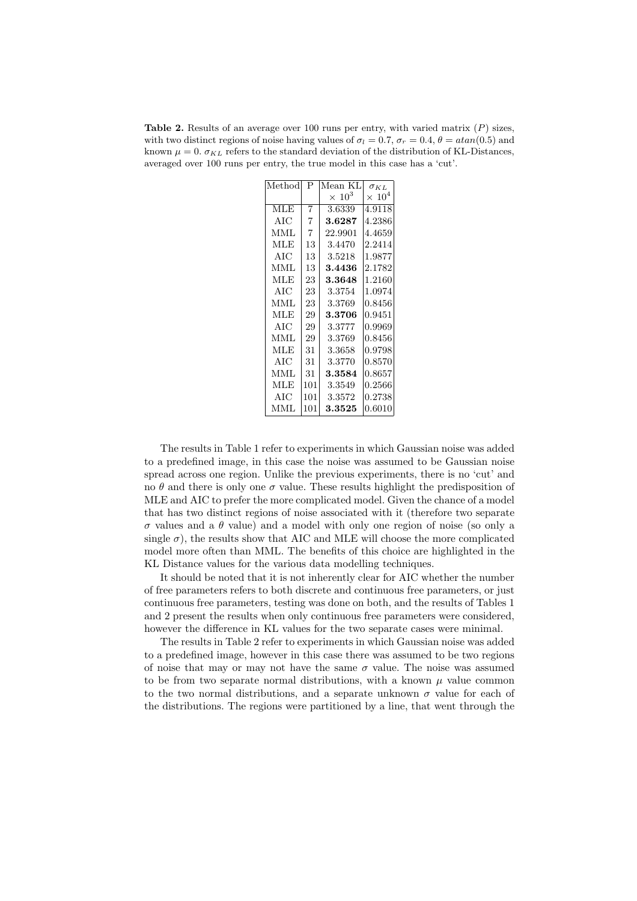**Table 2.** Results of an average over 100 runs per entry, with varied matrix ($P$) sizes, with two distinct regions of noise having values of $\sigma_l = 0.7$, $\sigma_r = 0.4$, $\theta = atan(0.5)$ and known $\mu = 0$. $\sigma_{KL}$ refers to the standard deviation of the distribution of KL-Distances, averaged over 100 runs per entry, the true model in this case has a 'cut'.

| Method | P | Mean KL $\times\ 10^3$ | $\sigma_{KL}$ $\times\ 10^4$ |
|---|---|---|---|
| MLE | 7 | 3.6339 | 4.9118 |
| AIC | 7 | **3.6287** | 4.2386 |
| MML | 7 | 22.9901 | 4.4659 |
| MLE | 13 | 3.4470 | 2.2414 |
| AIC | 13 | 3.5218 | 1.9877 |
| MML | 13 | **3.4436** | 2.1782 |
| MLE | 23 | **3.3648** | 1.2160 |
| AIC | 23 | 3.3754 | 1.0974 |
| MML | 23 | 3.3769 | 0.8456 |
| MLE | 29 | **3.3706** | 0.9451 |
| AIC | 29 | 3.3777 | 0.9969 |
| MML | 29 | 3.3769 | 0.8456 |
| MLE | 31 | 3.3658 | 0.9798 |
| AIC | 31 | 3.3770 | 0.8570 |
| MML | 31 | **3.3584** | 0.8657 |
| MLE | 101 | 3.3549 | 0.2566 |
| AIC | 101 | 3.3572 | 0.2738 |
| MML | 101 | **3.3525** | 0.6010 |

The results in Table 1 refer to experiments in which Gaussian noise was added to a predefined image, in this case the noise was assumed to be Gaussian noise spread across one region. Unlike the previous experiments, there is no 'cut' and no $\theta$ and there is only one $\sigma$ value. These results highlight the predisposition of MLE and AIC to prefer the more complicated model. Given the chance of a model that has two distinct regions of noise associated with it (therefore two separate $\sigma$ values and a $\theta$ value) and a model with only one region of noise (so only a single $\sigma$), the results show that AIC and MLE will choose the more complicated model more often than MML. The benefits of this choice are highlighted in the KL Distance values for the various data modelling techniques.

It should be noted that it is not inherently clear for AIC whether the number of free parameters refers to both discrete and continuous free parameters, or just continuous free parameters, testing was done on both, and the results of Tables 1 and 2 present the results when only continuous free parameters were considered, however the difference in KL values for the two separate cases were minimal.

The results in Table 2 refer to experiments in which Gaussian noise was added to a predefined image, however in this case there was assumed to be two regions of noise that may or may not have the same $\sigma$ value. The noise was assumed to be from two separate normal distributions, with a known $\mu$ value common to the two normal distributions, and a separate unknown $\sigma$ value for each of the distributions. The regions were partitioned by a line, that went through the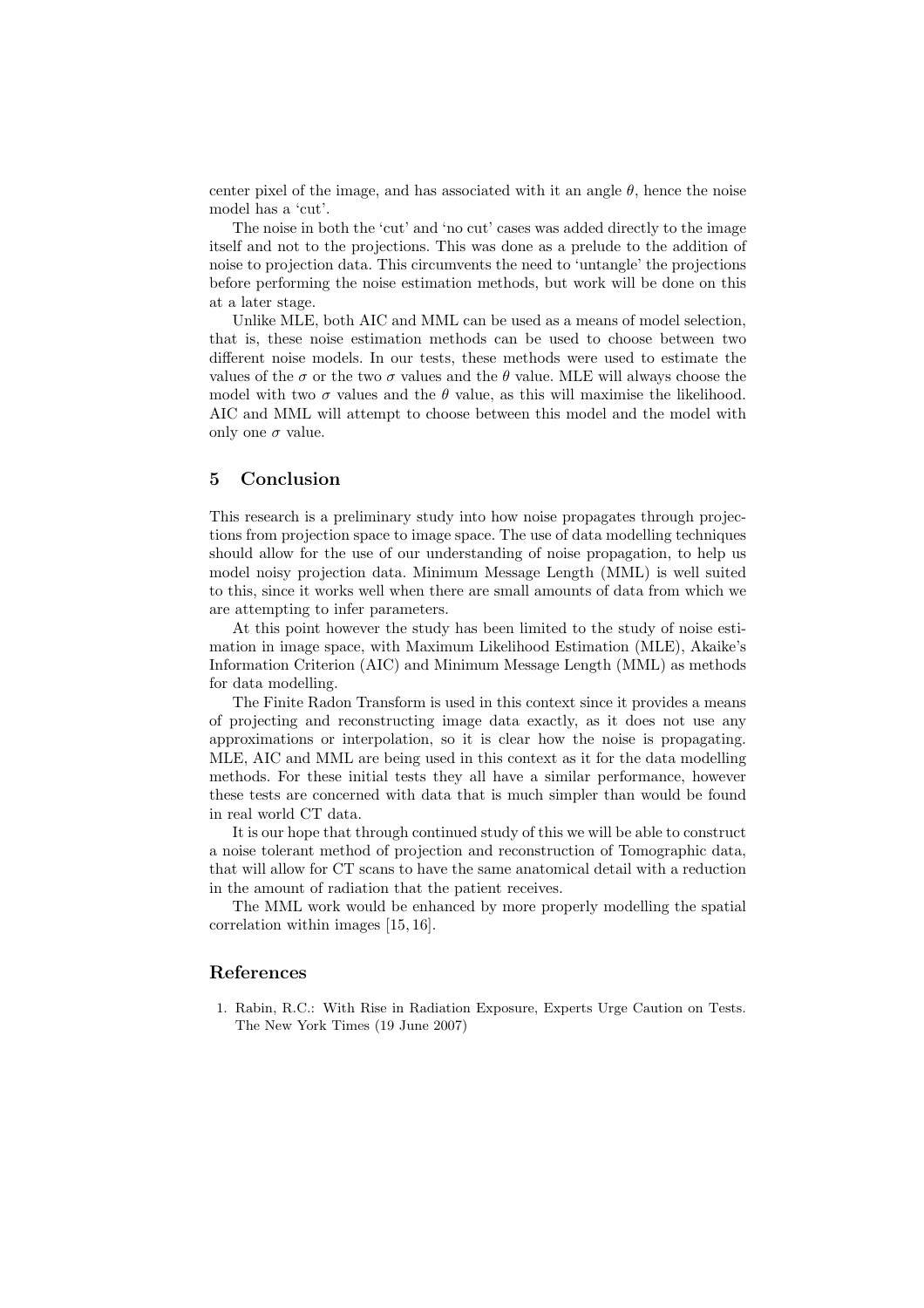center pixel of the image, and has associated with it an angle $\theta$, hence the noise model has a 'cut'.

The noise in both the 'cut' and 'no cut' cases was added directly to the image itself and not to the projections. This was done as a prelude to the addition of noise to projection data. This circumvents the need to 'untangle' the projections before performing the noise estimation methods, but work will be done on this at a later stage.

Unlike MLE, both AIC and MML can be used as a means of model selection, that is, these noise estimation methods can be used to choose between two different noise models. In our tests, these methods were used to estimate the values of the $\sigma$ or the two $\sigma$ values and the $\theta$ value. MLE will always choose the model with two $\sigma$ values and the $\theta$ value, as this will maximise the likelihood. AIC and MML will attempt to choose between this model and the model with only one $\sigma$ value.

## 5 Conclusion

This research is a preliminary study into how noise propagates through projections from projection space to image space. The use of data modelling techniques should allow for the use of our understanding of noise propagation, to help us model noisy projection data. Minimum Message Length (MML) is well suited to this, since it works well when there are small amounts of data from which we are attempting to infer parameters.

At this point however the study has been limited to the study of noise estimation in image space, with Maximum Likelihood Estimation (MLE), Akaike's Information Criterion (AIC) and Minimum Message Length (MML) as methods for data modelling.

The Finite Radon Transform is used in this context since it provides a means of projecting and reconstructing image data exactly, as it does not use any approximations or interpolation, so it is clear how the noise is propagating. MLE, AIC and MML are being used in this context as it for the data modelling methods. For these initial tests they all have a similar performance, however these tests are concerned with data that is much simpler than would be found in real world CT data.

It is our hope that through continued study of this we will be able to construct a noise tolerant method of projection and reconstruction of Tomographic data, that will allow for CT scans to have the same anatomical detail with a reduction in the amount of radiation that the patient receives.

The MML work would be enhanced by more properly modelling the spatial correlation within images [15, 16].

## References

1. Rabin, R.C.: With Rise in Radiation Exposure, Experts Urge Caution on Tests. The New York Times (19 June 2007)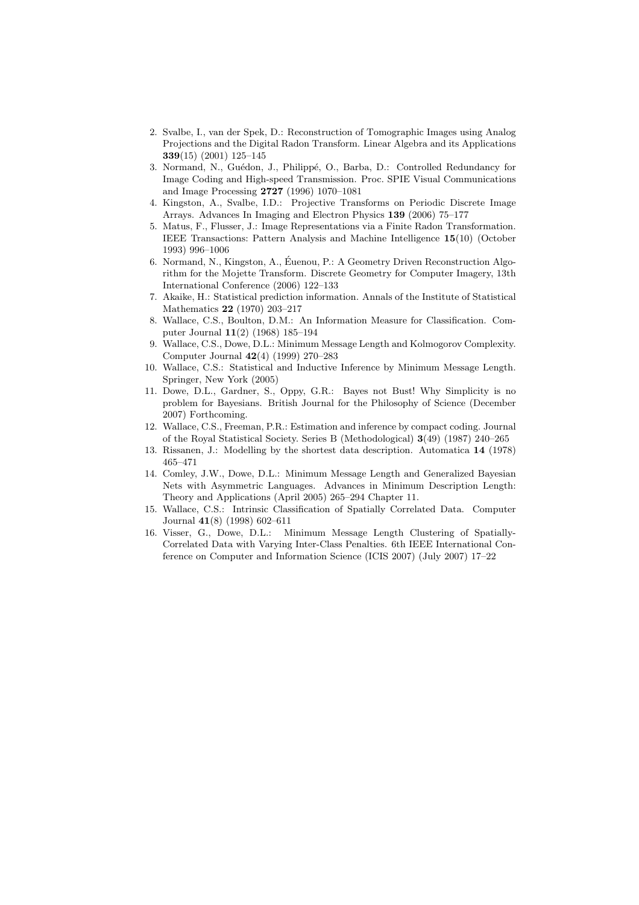2. Svalbe, I., van der Spek, D.: Reconstruction of Tomographic Images using Analog Projections and the Digital Radon Transform. Linear Algebra and its Applications **339**(15) (2001) 125–145
3. Normand, N., Guédon, J., Philippé, O., Barba, D.: Controlled Redundancy for Image Coding and High-speed Transmission. Proc. SPIE Visual Communications and Image Processing **2727** (1996) 1070–1081
4. Kingston, A., Svalbe, I.D.: Projective Transforms on Periodic Discrete Image Arrays. Advances In Imaging and Electron Physics **139** (2006) 75–177
5. Matus, F., Flusser, J.: Image Representations via a Finite Radon Transformation. IEEE Transactions: Pattern Analysis and Machine Intelligence **15**(10) (October 1993) 996–1006
6. Normand, N., Kingston, A., Éuenou, P.: A Geometry Driven Reconstruction Algorithm for the Mojette Transform. Discrete Geometry for Computer Imagery, 13th International Conference (2006) 122–133
7. Akaike, H.: Statistical prediction information. Annals of the Institute of Statistical Mathematics **22** (1970) 203–217
8. Wallace, C.S., Boulton, D.M.: An Information Measure for Classification. Computer Journal **11**(2) (1968) 185–194
9. Wallace, C.S., Dowe, D.L.: Minimum Message Length and Kolmogorov Complexity. Computer Journal **42**(4) (1999) 270–283
10. Wallace, C.S.: Statistical and Inductive Inference by Minimum Message Length. Springer, New York (2005)
11. Dowe, D.L., Gardner, S., Oppy, G.R.: Bayes not Bust! Why Simplicity is no problem for Bayesians. British Journal for the Philosophy of Science (December 2007) Forthcoming.
12. Wallace, C.S., Freeman, P.R.: Estimation and inference by compact coding. Journal of the Royal Statistical Society. Series B (Methodological) **3**(49) (1987) 240–265
13. Rissanen, J.: Modelling by the shortest data description. Automatica **14** (1978) 465–471
14. Comley, J.W., Dowe, D.L.: Minimum Message Length and Generalized Bayesian Nets with Asymmetric Languages. Advances in Minimum Description Length: Theory and Applications (April 2005) 265–294 Chapter 11.
15. Wallace, C.S.: Intrinsic Classification of Spatially Correlated Data. Computer Journal **41**(8) (1998) 602–611
16. Visser, G., Dowe, D.L.: Minimum Message Length Clustering of Spatially-Correlated Data with Varying Inter-Class Penalties. 6th IEEE International Conference on Computer and Information Science (ICIS 2007) (July 2007) 17–22